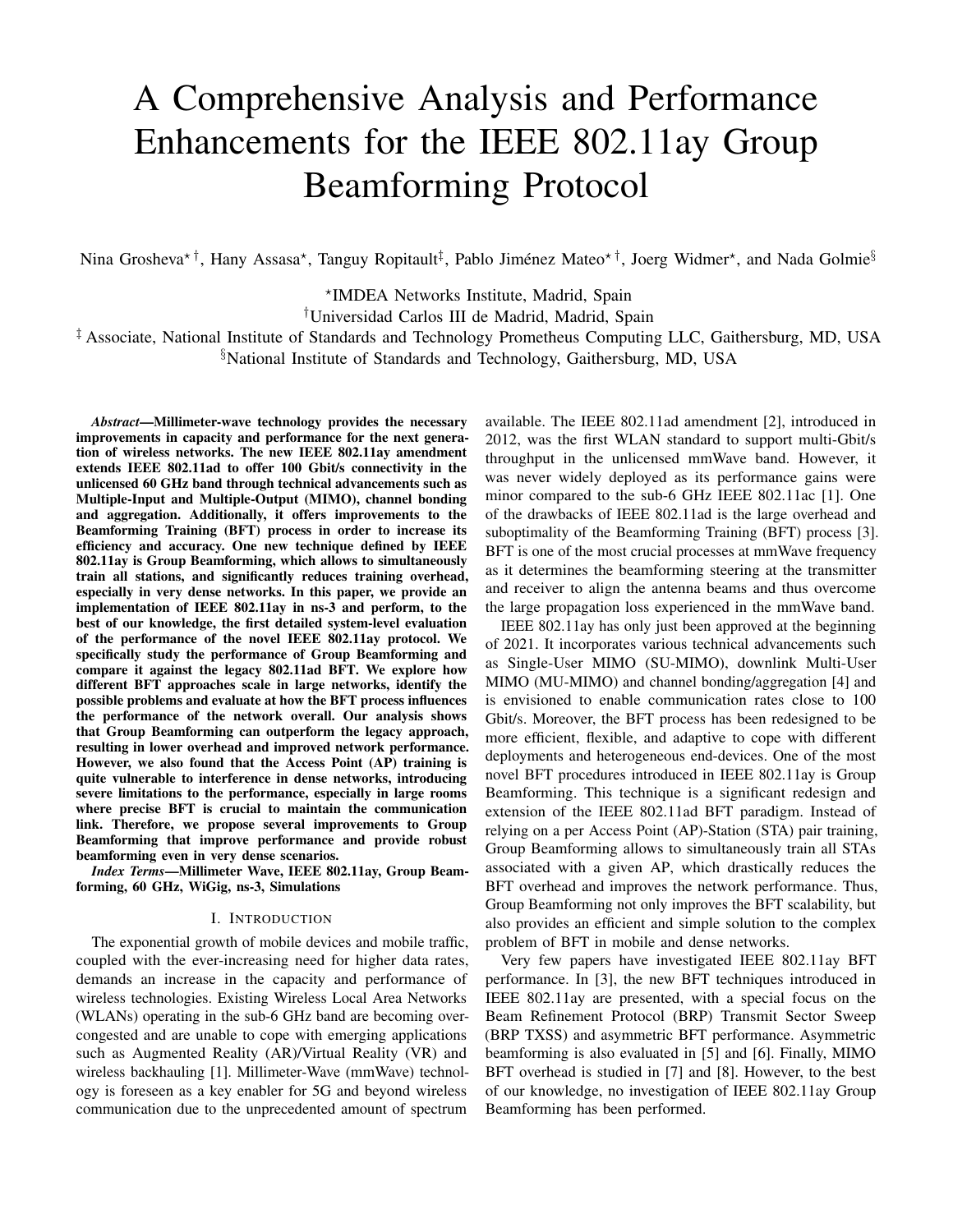# A Comprehensive Analysis and Performance Enhancements for the IEEE 802.11ay Group Beamforming Protocol

Nina Grosheva[⋆†], Hany Assasa[⋆], Tanguy Ropitault[‡], Pablo Jiménez Mateo[⋆†], Joerg Widmer[⋆], and Nada Golmie[§]

[⋆]IMDEA Networks Institute, Madrid, Spain

[†]Universidad Carlos III de Madrid, Madrid, Spain

[‡] Associate, National Institute of Standards and Technology Prometheus Computing LLC, Gaithersburg, MD, USA

[§]National Institute of Standards and Technology, Gaithersburg, MD, USA

***Abstract*—Millimeter-wave technology provides the necessary improvements in capacity and performance for the next generation of wireless networks. The new IEEE 802.11ay amendment extends IEEE 802.11ad to offer 100 Gbit/s connectivity in the unlicensed 60 GHz band through technical advancements such as Multiple-Input and Multiple-Output (MIMO), channel bonding and aggregation. Additionally, it offers improvements to the Beamforming Training (BFT) process in order to increase its efficiency and accuracy. One new technique defined by IEEE 802.11ay is Group Beamforming, which allows to simultaneously train all stations, and significantly reduces training overhead, especially in very dense networks. In this paper, we provide an implementation of IEEE 802.11ay in ns-3 and perform, to the best of our knowledge, the first detailed system-level evaluation of the performance of the novel IEEE 802.11ay protocol. We specifically study the performance of Group Beamforming and compare it against the legacy 802.11ad BFT. We explore how different BFT approaches scale in large networks, identify the possible problems and evaluate at how the BFT process influences the performance of the network overall. Our analysis shows that Group Beamforming can outperform the legacy approach, resulting in lower overhead and improved network performance. However, we also found that the Access Point (AP) training is quite vulnerable to interference in dense networks, introducing severe limitations to the performance, especially in large rooms where precise BFT is crucial to maintain the communication link. Therefore, we propose several improvements to Group Beamforming that improve performance and provide robust beamforming even in very dense scenarios.**

***Index Terms*—Millimeter Wave, IEEE 802.11ay, Group Beamforming, 60 GHz, WiGig, ns-3, Simulations**

## I. Introduction

The exponential growth of mobile devices and mobile traffic, coupled with the ever-increasing need for higher data rates, demands an increase in the capacity and performance of wireless technologies. Existing Wireless Local Area Networks (WLANs) operating in the sub-6 GHz band are becoming over-congested and are unable to cope with emerging applications such as Augmented Reality (AR)/Virtual Reality (VR) and wireless backhauling [1]. Millimeter-Wave (mmWave) technology is foreseen as a key enabler for 5G and beyond wireless communication due to the unprecedented amount of spectrum available. The IEEE 802.11ad amendment [2], introduced in 2012, was the first WLAN standard to support multi-Gbit/s throughput in the unlicensed mmWave band. However, it was never widely deployed as its performance gains were minor compared to the sub-6 GHz IEEE 802.11ac [1]. One of the drawbacks of IEEE 802.11ad is the large overhead and suboptimality of the Beamforming Training (BFT) process [3]. BFT is one of the most crucial processes at mmWave frequency as it determines the beamforming steering at the transmitter and receiver to align the antenna beams and thus overcome the large propagation loss experienced in the mmWave band.

IEEE 802.11ay has only just been approved at the beginning of 2021. It incorporates various technical advancements such as Single-User MIMO (SU-MIMO), downlink Multi-User MIMO (MU-MIMO) and channel bonding/aggregation [4] and is envisioned to enable communication rates close to 100 Gbit/s. Moreover, the BFT process has been redesigned to be more efficient, flexible, and adaptive to cope with different deployments and heterogeneous end-devices. One of the most novel BFT procedures introduced in IEEE 802.11ay is Group Beamforming. This technique is a significant redesign and extension of the IEEE 802.11ad BFT paradigm. Instead of relying on a per Access Point (AP)-Station (STA) pair training, Group Beamforming allows to simultaneously train all STAs associated with a given AP, which drastically reduces the BFT overhead and improves the network performance. Thus, Group Beamforming not only improves the BFT scalability, but also provides an efficient and simple solution to the complex problem of BFT in mobile and dense networks.

Very few papers have investigated IEEE 802.11ay BFT performance. In [3], the new BFT techniques introduced in IEEE 802.11ay are presented, with a special focus on the Beam Refinement Protocol (BRP) Transmit Sector Sweep (BRP TXSS) and asymmetric BFT performance. Asymmetric beamforming is also evaluated in [5] and [6]. Finally, MIMO BFT overhead is studied in [7] and [8]. However, to the best of our knowledge, no investigation of IEEE 802.11ay Group Beamforming has been performed.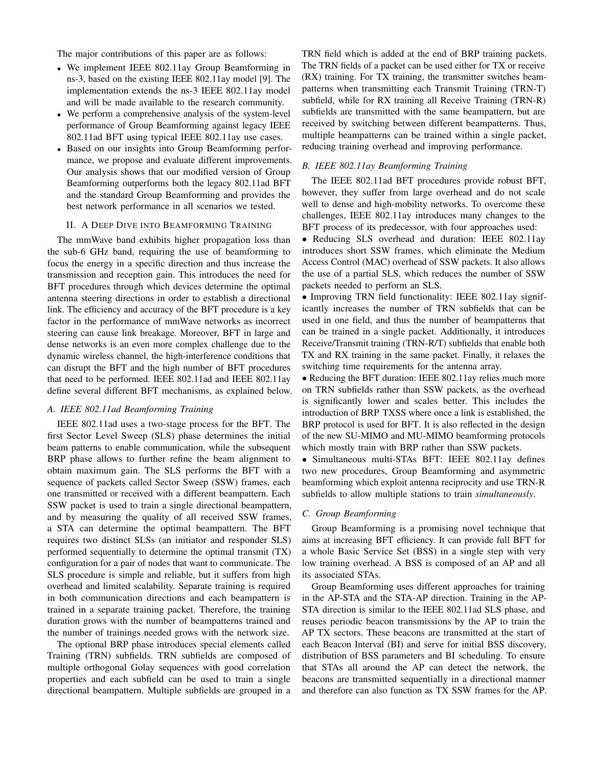The major contributions of this paper are as follows:

- We implement IEEE 802.11ay Group Beamforming in ns-3, based on the existing IEEE 802.11ay model [9]. The implementation extends the ns-3 IEEE 802.11ay model and will be made available to the research community.
- We perform a comprehensive analysis of the system-level performance of Group Beamforming against legacy IEEE 802.11ad BFT using typical IEEE 802.11ay use cases.
- Based on our insights into Group Beamforming performance, we propose and evaluate different improvements. Our analysis shows that our modified version of Group Beamforming outperforms both the legacy 802.11ad BFT and the standard Group Beamforming and provides the best network performance in all scenarios we tested.

## II. A Deep Dive into Beamforming Training

The mmWave band exhibits higher propagation loss than the sub-6 GHz band, requiring the use of beamforming to focus the energy in a specific direction and thus increase the transmission and reception gain. This introduces the need for BFT procedures through which devices determine the optimal antenna steering directions in order to establish a directional link. The efficiency and accuracy of the BFT procedure is a key factor in the performance of mmWave networks as incorrect steering can cause link breakage. Moreover, BFT in large and dense networks is an even more complex challenge due to the dynamic wireless channel, the high-interference conditions that can disrupt the BFT and the high number of BFT procedures that need to be performed. IEEE 802.11ad and IEEE 802.11ay define several different BFT mechanisms, as explained below.

### A. IEEE 802.11ad Beamforming Training

IEEE 802.11ad uses a two-stage process for the BFT. The first Sector Level Sweep (SLS) phase determines the initial beam patterns to enable communication, while the subsequent BRP phase allows to further refine the beam alignment to obtain maximum gain. The SLS performs the BFT with a sequence of packets called Sector Sweep (SSW) frames, each one transmitted or received with a different beampattern. Each SSW packet is used to train a single directional beampattern, and by measuring the quality of all received SSW frames, a STA can determine the optimal beampattern. The BFT requires two distinct SLSs (an initiator and responder SLS) performed sequentially to determine the optimal transmit (TX) configuration for a pair of nodes that want to communicate. The SLS procedure is simple and reliable, but it suffers from high overhead and limited scalability. Separate training is required in both communication directions and each beampattern is trained in a separate training packet. Therefore, the training duration grows with the number of beampatterns trained and the number of trainings needed grows with the network size.

The optional BRP phase introduces special elements called Training (TRN) subfields. TRN subfields are composed of multiple orthogonal Golay sequences with good correlation properties and each subfield can be used to train a single directional beampattern. Multiple subfields are grouped in a TRN field which is added at the end of BRP training packets. The TRN fields of a packet can be used either for TX or receive (RX) training. For TX training, the transmitter switches beampatterns when transmitting each Transmit Training (TRN-T) subfield, while for RX training all Receive Training (TRN-R) subfields are transmitted with the same beampattern, but are received by switching between different beampatterns. Thus, multiple beampatterns can be trained within a single packet, reducing training overhead and improving performance.

### B. IEEE 802.11ay Beamforming Training

The IEEE 802.11ad BFT procedures provide robust BFT, however, they suffer from large overhead and do not scale well to dense and high-mobility networks. To overcome these challenges, IEEE 802.11ay introduces many changes to the BFT process of its predecessor, with four approaches used:

- Reducing SLS overhead and duration: IEEE 802.11ay introduces short SSW frames, which eliminate the Medium Access Control (MAC) overhead of SSW packets. It also allows the use of a partial SLS, which reduces the number of SSW packets needed to perform an SLS.
- Improving TRN field functionality: IEEE 802.11ay significantly increases the number of TRN subfields that can be used in one field, and thus the number of beampatterns that can be trained in a single packet. Additionally, it introduces Receive/Transmit training (TRN-R/T) subfields that enable both TX and RX training in the same packet. Finally, it relaxes the switching time requirements for the antenna array.
- Reducing the BFT duration: IEEE 802.11ay relies much more on TRN subfields rather than SSW packets, as the overhead is significantly lower and scales better. This includes the introduction of BRP TXSS where once a link is established, the BRP protocol is used for BFT. It is also reflected in the design of the new SU-MIMO and MU-MIMO beamforming protocols which mostly train with BRP rather than SSW packets.
- Simultaneous multi-STAs BFT: IEEE 802.11ay defines two new procedures, Group Beamforming and asymmetric beamforming which exploit antenna reciprocity and use TRN-R subfields to allow multiple stations to train *simultaneously*.

### C. Group Beamforming

Group Beamforming is a promising novel technique that aims at increasing BFT efficiency. It can provide full BFT for a whole Basic Service Set (BSS) in a single step with very low training overhead. A BSS is composed of an AP and all its associated STAs.

Group Beamforming uses different approaches for training in the AP-STA and the STA-AP direction. Training in the AP-STA direction is similar to the IEEE 802.11ad SLS phase, and reuses periodic beacon transmissions by the AP to train the AP TX sectors. These beacons are transmitted at the start of each Beacon Interval (BI) and serve for initial BSS discovery, distribution of BSS parameters and BI scheduling. To ensure that STAs all around the AP can detect the network, the beacons are transmitted sequentially in a directional manner and therefore can also function as TX SSW frames for the AP.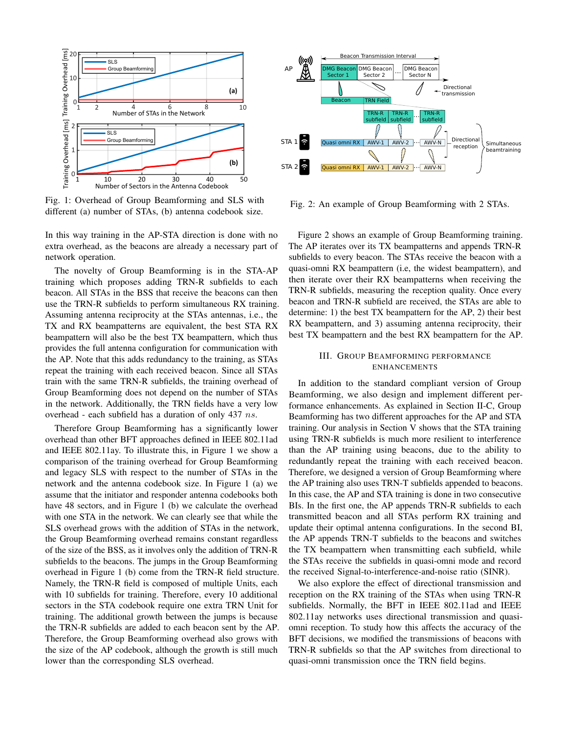Fig. 1: Overhead of Group Beamforming and SLS with different (a) number of STAs, (b) antenna codebook size.

Fig. 2: An example of Group Beamforming with 2 STAs.

In this way training in the AP-STA direction is done with no extra overhead, as the beacons are already a necessary part of network operation.

The novelty of Group Beamforming is in the STA-AP training which proposes adding TRN-R subfields to each beacon. All STAs in the BSS that receive the beacons can then use the TRN-R subfields to perform simultaneous RX training. Assuming antenna reciprocity at the STAs antennas, i.e., the TX and RX beampatterns are equivalent, the best STA RX beampattern will also be the best TX beampattern, which thus provides the full antenna configuration for communication with the AP. Note that this adds redundancy to the training, as STAs repeat the training with each received beacon. Since all STAs train with the same TRN-R subfields, the training overhead of Group Beamforming does not depend on the number of STAs in the network. Additionally, the TRN fields have a very low overhead - each subfield has a duration of only 437 $ns$.

Therefore Group Beamforming has a significantly lower overhead than other BFT approaches defined in IEEE 802.11ad and IEEE 802.11ay. To illustrate this, in Figure 1 we show a comparison of the training overhead for Group Beamforming and legacy SLS with respect to the number of STAs in the network and the antenna codebook size. In Figure 1 (a) we assume that the initiator and responder antenna codebooks both have 48 sectors, and in Figure 1 (b) we calculate the overhead with one STA in the network. We can clearly see that while the SLS overhead grows with the addition of STAs in the network, the Group Beamforming overhead remains constant regardless of the size of the BSS, as it involves only the addition of TRN-R subfields to the beacons. The jumps in the Group Beamforming overhead in Figure 1 (b) come from the TRN-R field structure. Namely, the TRN-R field is composed of multiple Units, each with 10 subfields for training. Therefore, every 10 additional sectors in the STA codebook require one extra TRN Unit for training. The additional growth between the jumps is because the TRN-R subfields are added to each beacon sent by the AP. Therefore, the Group Beamforming overhead also grows with the size of the AP codebook, although the growth is still much lower than the corresponding SLS overhead.

Figure 2 shows an example of Group Beamforming training. The AP iterates over its TX beampatterns and appends TRN-R subfields to every beacon. The STAs receive the beacon with a quasi-omni RX beampattern (i.e, the widest beampattern), and then iterate over their RX beampatterns when receiving the TRN-R subfields, measuring the reception quality. Once every beacon and TRN-R subfield are received, the STAs are able to determine: 1) the best TX beampattern for the AP, 2) their best RX beampattern, and 3) assuming antenna reciprocity, their best TX beampattern and the best RX beampattern for the AP.

## III. Group Beamforming Performance Enhancements

In addition to the standard compliant version of Group Beamforming, we also design and implement different performance enhancements. As explained in Section II-C, Group Beamforming has two different approaches for the AP and STA training. Our analysis in Section V shows that the STA training using TRN-R subfields is much more resilient to interference than the AP training using beacons, due to the ability to redundantly repeat the training with each received beacon. Therefore, we designed a version of Group Beamforming where the AP training also uses TRN-T subfields appended to beacons. In this case, the AP and STA training is done in two consecutive BIs. In the first one, the AP appends TRN-R subfields to each transmitted beacon and all STAs perform RX training and update their optimal antenna configurations. In the second BI, the AP appends TRN-T subfields to the beacons and switches the TX beampattern when transmitting each subfield, while the STAs receive the subfields in quasi-omni mode and record the received Signal-to-interference-and-noise ratio (SINR).

We also explore the effect of directional transmission and reception on the RX training of the STAs when using TRN-R subfields. Normally, the BFT in IEEE 802.11ad and IEEE 802.11ay networks uses directional transmission and quasi-omni reception. To study how this affects the accuracy of the BFT decisions, we modified the transmissions of beacons with TRN-R subfields so that the AP switches from directional to quasi-omni transmission once the TRN field begins.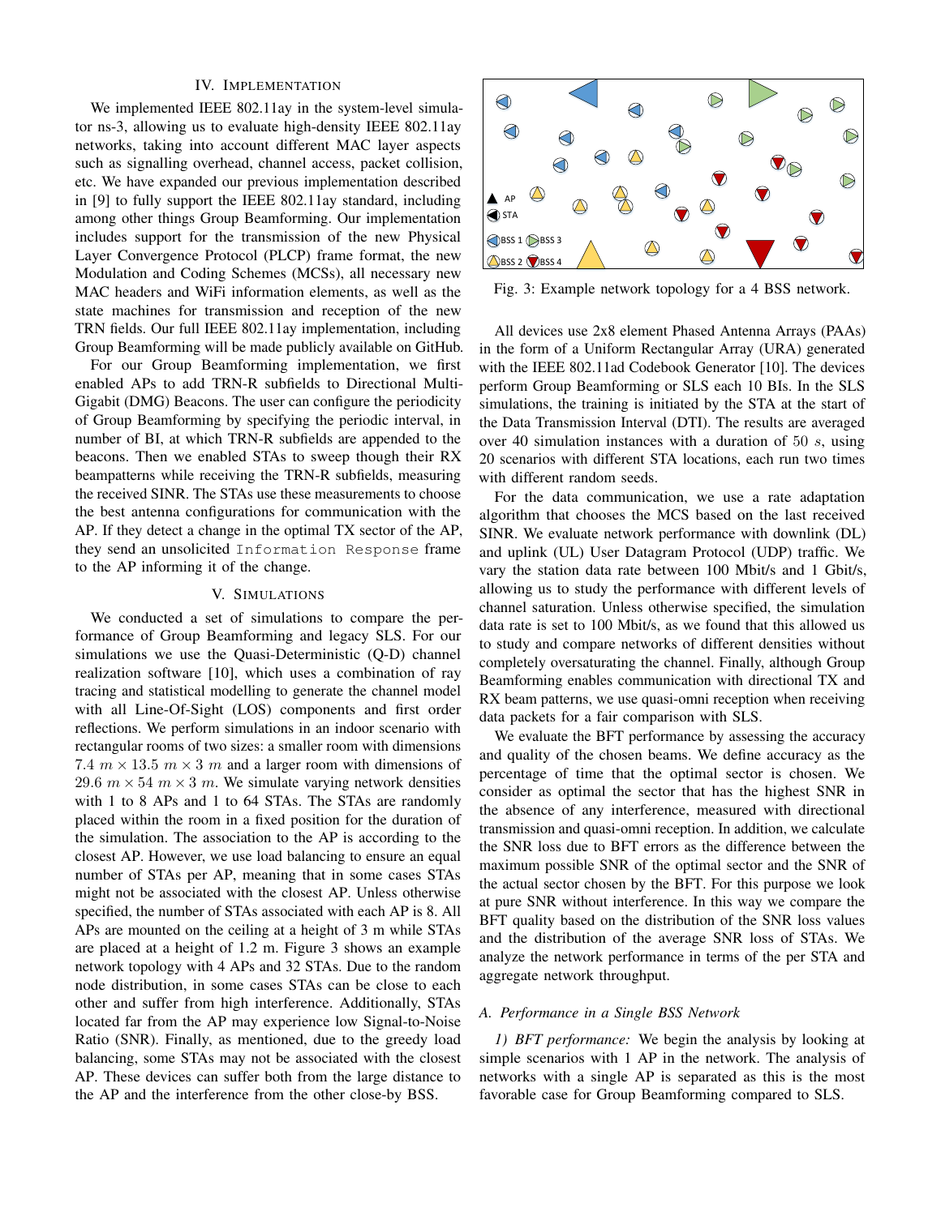## IV. Implementation

We implemented IEEE 802.11ay in the system-level simulator ns-3, allowing us to evaluate high-density IEEE 802.11ay networks, taking into account different MAC layer aspects such as signalling overhead, channel access, packet collision, etc. We have expanded our previous implementation described in [9] to fully support the IEEE 802.11ay standard, including among other things Group Beamforming. Our implementation includes support for the transmission of the new Physical Layer Convergence Protocol (PLCP) frame format, the new Modulation and Coding Schemes (MCSs), all necessary new MAC headers and WiFi information elements, as well as the state machines for transmission and reception of the new TRN fields. Our full IEEE 802.11ay implementation, including Group Beamforming will be made publicly available on GitHub.

For our Group Beamforming implementation, we first enabled APs to add TRN-R subfields to Directional Multi-Gigabit (DMG) Beacons. The user can configure the periodicity of Group Beamforming by specifying the periodic interval, in number of BI, at which TRN-R subfields are appended to the beacons. Then we enabled STAs to sweep though their RX beampatterns while receiving the TRN-R subfields, measuring the received SINR. The STAs use these measurements to choose the best antenna configurations for communication with the AP. If they detect a change in the optimal TX sector of the AP, they send an unsolicited `Information Response` frame to the AP informing it of the change.

## V. Simulations

We conducted a set of simulations to compare the performance of Group Beamforming and legacy SLS. For our simulations we use the Quasi-Deterministic (Q-D) channel realization software [10], which uses a combination of ray tracing and statistical modelling to generate the channel model with all Line-Of-Sight (LOS) components and first order reflections. We perform simulations in an indoor scenario with rectangular rooms of two sizes: a smaller room with dimensions $7.4\ m \times 13.5\ m \times 3\ m$ and a larger room with dimensions of $29.6\ m \times 54\ m \times 3\ m$. We simulate varying network densities with 1 to 8 APs and 1 to 64 STAs. The STAs are randomly placed within the room in a fixed position for the duration of the simulation. The association to the AP is according to the closest AP. However, we use load balancing to ensure an equal number of STAs per AP, meaning that in some cases STAs might not be associated with the closest AP. Unless otherwise specified, the number of STAs associated with each AP is 8. All APs are mounted on the ceiling at a height of 3 m while STAs are placed at a height of 1.2 m. Figure 3 shows an example network topology with 4 APs and 32 STAs. Due to the random node distribution, in some cases STAs can be close to each other and suffer from high interference. Additionally, STAs located far from the AP may experience low Signal-to-Noise Ratio (SNR). Finally, as mentioned, due to the greedy load balancing, some STAs may not be associated with the closest AP. These devices can suffer both from the large distance to the AP and the interference from the other close-by BSS.

Fig. 3: Example network topology for a 4 BSS network.

All devices use 2x8 element Phased Antenna Arrays (PAAs) in the form of a Uniform Rectangular Array (URA) generated with the IEEE 802.11ad Codebook Generator [10]. The devices perform Group Beamforming or SLS each 10 BIs. In the SLS simulations, the training is initiated by the STA at the start of the Data Transmission Interval (DTI). The results are averaged over 40 simulation instances with a duration of $50\ s$, using 20 scenarios with different STA locations, each run two times with different random seeds.

For the data communication, we use a rate adaptation algorithm that chooses the MCS based on the last received SINR. We evaluate network performance with downlink (DL) and uplink (UL) User Datagram Protocol (UDP) traffic. We vary the station data rate between 100 Mbit/s and 1 Gbit/s, allowing us to study the performance with different levels of channel saturation. Unless otherwise specified, the simulation data rate is set to 100 Mbit/s, as we found that this allowed us to study and compare networks of different densities without completely oversaturating the channel. Finally, although Group Beamforming enables communication with directional TX and RX beam patterns, we use quasi-omni reception when receiving data packets for a fair comparison with SLS.

We evaluate the BFT performance by assessing the accuracy and quality of the chosen beams. We define accuracy as the percentage of time that the optimal sector is chosen. We consider as optimal the sector that has the highest SNR in the absence of any interference, measured with directional transmission and quasi-omni reception. In addition, we calculate the SNR loss due to BFT errors as the difference between the maximum possible SNR of the optimal sector and the SNR of the actual sector chosen by the BFT. For this purpose we look at pure SNR without interference. In this way we compare the BFT quality based on the distribution of the SNR loss values and the distribution of the average SNR loss of STAs. We analyze the network performance in terms of the per STA and aggregate network throughput.

### A. Performance in a Single BSS Network

*1) BFT performance:* We begin the analysis by looking at simple scenarios with 1 AP in the network. The analysis of networks with a single AP is separated as this is the most favorable case for Group Beamforming compared to SLS.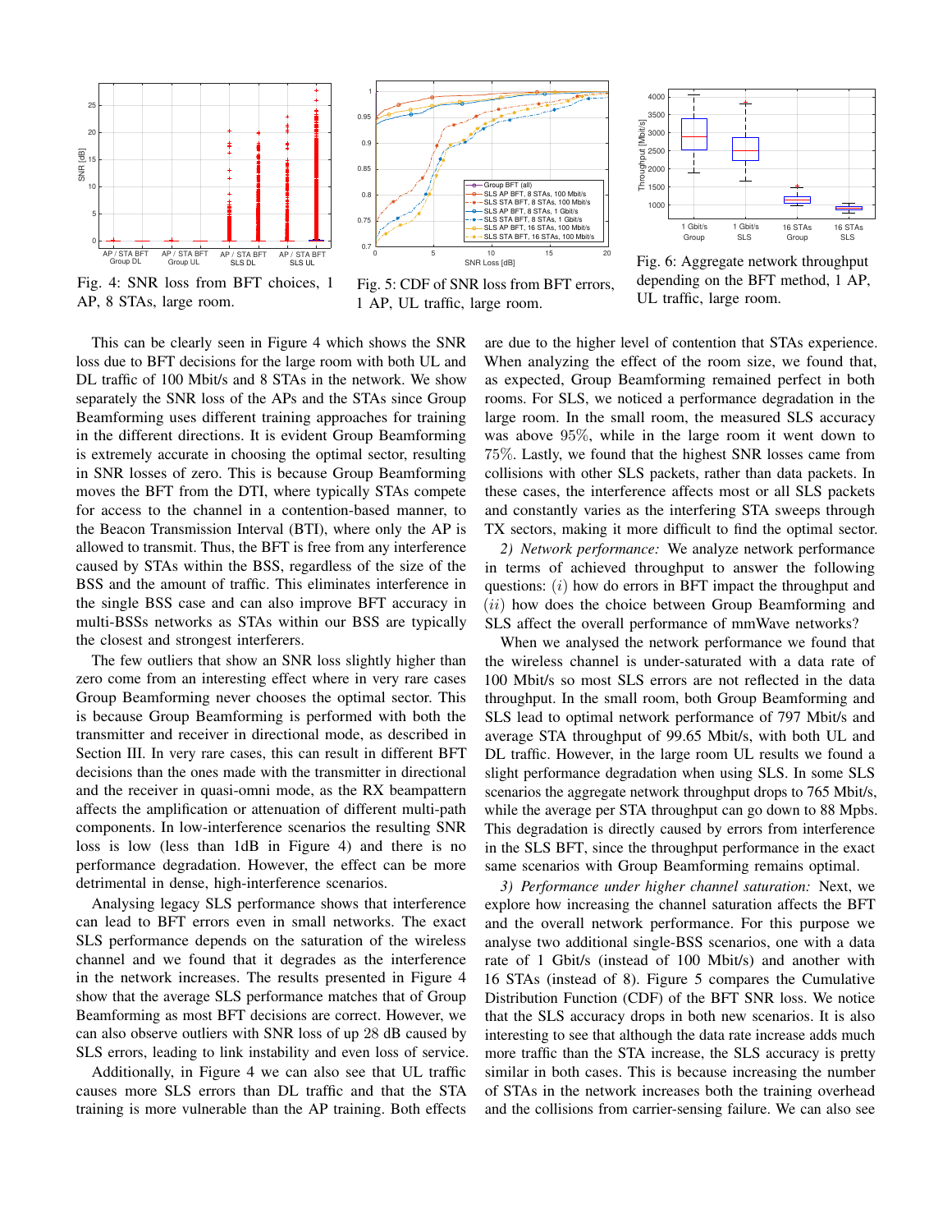Fig. 4: SNR loss from BFT choices, 1 AP, 8 STAs, large room.

Fig. 5: CDF of SNR loss from BFT errors, 1 AP, UL traffic, large room.

Fig. 6: Aggregate network throughput depending on the BFT method, 1 AP, UL traffic, large room.

This can be clearly seen in Figure 4 which shows the SNR loss due to BFT decisions for the large room with both UL and DL traffic of 100 Mbit/s and 8 STAs in the network. We show separately the SNR loss of the APs and the STAs since Group Beamforming uses different training approaches for training in the different directions. It is evident Group Beamforming is extremely accurate in choosing the optimal sector, resulting in SNR losses of zero. This is because Group Beamforming moves the BFT from the DTI, where typically STAs compete for access to the channel in a contention-based manner, to the Beacon Transmission Interval (BTI), where only the AP is allowed to transmit. Thus, the BFT is free from any interference caused by STAs within the BSS, regardless of the size of the BSS and the amount of traffic. This eliminates interference in the single BSS case and can also improve BFT accuracy in multi-BSSs networks as STAs within our BSS are typically the closest and strongest interferers.

The few outliers that show an SNR loss slightly higher than zero come from an interesting effect where in very rare cases Group Beamforming never chooses the optimal sector. This is because Group Beamforming is performed with both the transmitter and receiver in directional mode, as described in Section III. In very rare cases, this can result in different BFT decisions than the ones made with the transmitter in directional and the receiver in quasi-omni mode, as the RX beampattern affects the amplification or attenuation of different multi-path components. In low-interference scenarios the resulting SNR loss is low (less than 1dB in Figure 4) and there is no performance degradation. However, the effect can be more detrimental in dense, high-interference scenarios.

Analysing legacy SLS performance shows that interference can lead to BFT errors even in small networks. The exact SLS performance depends on the saturation of the wireless channel and we found that it degrades as the interference in the network increases. The results presented in Figure 4 show that the average SLS performance matches that of Group Beamforming as most BFT decisions are correct. However, we can also observe outliers with SNR loss of up 28 dB caused by SLS errors, leading to link instability and even loss of service.

Additionally, in Figure 4 we can also see that UL traffic causes more SLS errors than DL traffic and that the STA training is more vulnerable than the AP training. Both effects are due to the higher level of contention that STAs experience. When analyzing the effect of the room size, we found that, as expected, Group Beamforming remained perfect in both rooms. For SLS, we noticed a performance degradation in the large room. In the small room, the measured SLS accuracy was above $95\%$, while in the large room it went down to $75\%$. Lastly, we found that the highest SNR losses came from collisions with other SLS packets, rather than data packets. In these cases, the interference affects most or all SLS packets and constantly varies as the interfering STA sweeps through TX sectors, making it more difficult to find the optimal sector.

*2) Network performance:* We analyze network performance in terms of achieved throughput to answer the following questions: $(i)$ how do errors in BFT impact the throughput and $(ii)$ how does the choice between Group Beamforming and SLS affect the overall performance of mmWave networks?

When we analysed the network performance we found that the wireless channel is under-saturated with a data rate of 100 Mbit/s so most SLS errors are not reflected in the data throughput. In the small room, both Group Beamforming and SLS lead to optimal network performance of 797 Mbit/s and average STA throughput of 99.65 Mbit/s, with both UL and DL traffic. However, in the large room UL results we found a slight performance degradation when using SLS. In some SLS scenarios the aggregate network throughput drops to 765 Mbit/s, while the average per STA throughput can go down to 88 Mpbs. This degradation is directly caused by errors from interference in the SLS BFT, since the throughput performance in the exact same scenarios with Group Beamforming remains optimal.

*3) Performance under higher channel saturation:* Next, we explore how increasing the channel saturation affects the BFT and the overall network performance. For this purpose we analyse two additional single-BSS scenarios, one with a data rate of 1 Gbit/s (instead of 100 Mbit/s) and another with 16 STAs (instead of 8). Figure 5 compares the Cumulative Distribution Function (CDF) of the BFT SNR loss. We notice that the SLS accuracy drops in both new scenarios. It is also interesting to see that although the data rate increase adds much more traffic than the STA increase, the SLS accuracy is pretty similar in both cases. This is because increasing the number of STAs in the network increases both the training overhead and the collisions from carrier-sensing failure. We can also see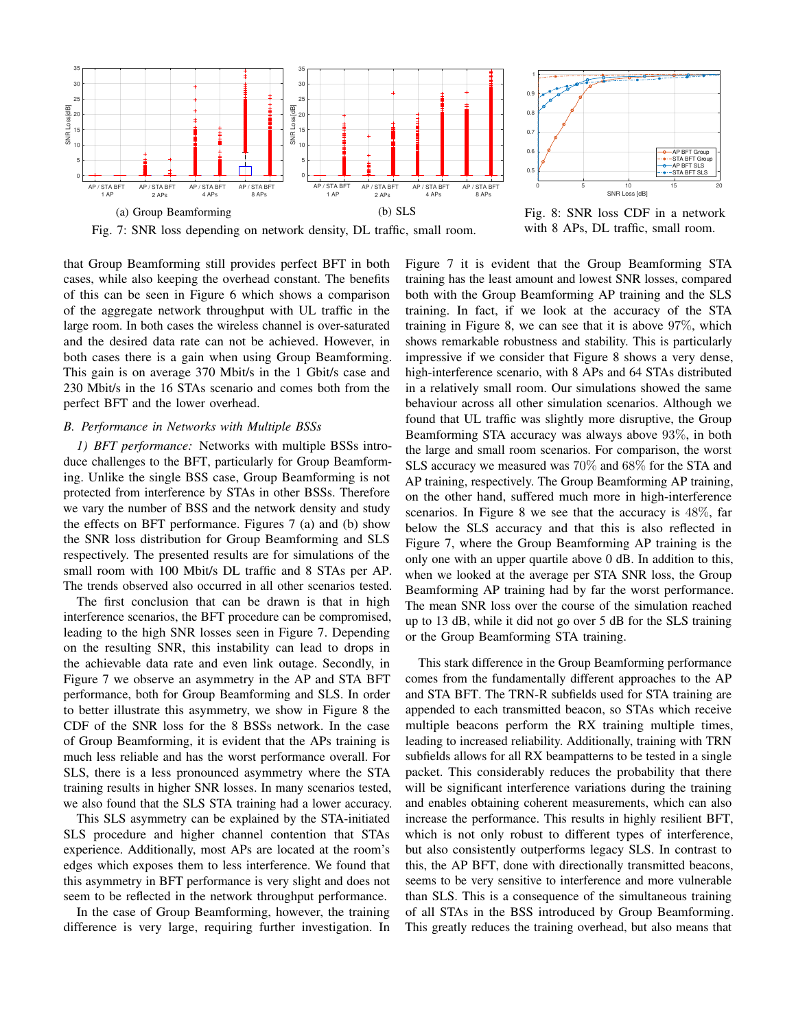(a) Group Beamforming

(b) SLS

Fig. 7: SNR loss depending on network density, DL traffic, small room.

Fig. 8: SNR loss CDF in a network with 8 APs, DL traffic, small room.

that Group Beamforming still provides perfect BFT in both cases, while also keeping the overhead constant. The benefits of this can be seen in Figure 6 which shows a comparison of the aggregate network throughput with UL traffic in the large room. In both cases the wireless channel is over-saturated and the desired data rate can not be achieved. However, in both cases there is a gain when using Group Beamforming. This gain is on average 370 Mbit/s in the 1 Gbit/s case and 230 Mbit/s in the 16 STAs scenario and comes both from the perfect BFT and the lower overhead.

### *B. Performance in Networks with Multiple BSSs*

*1) BFT performance:* Networks with multiple BSSs introduce challenges to the BFT, particularly for Group Beamforming. Unlike the single BSS case, Group Beamforming is not protected from interference by STAs in other BSSs. Therefore we vary the number of BSS and the network density and study the effects on BFT performance. Figures 7 (a) and (b) show the SNR loss distribution for Group Beamforming and SLS respectively. The presented results are for simulations of the small room with 100 Mbit/s DL traffic and 8 STAs per AP. The trends observed also occurred in all other scenarios tested.

The first conclusion that can be drawn is that in high interference scenarios, the BFT procedure can be compromised, leading to the high SNR losses seen in Figure 7. Depending on the resulting SNR, this instability can lead to drops in the achievable data rate and even link outage. Secondly, in Figure 7 we observe an asymmetry in the AP and STA BFT performance, both for Group Beamforming and SLS. In order to better illustrate this asymmetry, we show in Figure 8 the CDF of the SNR loss for the 8 BSSs network. In the case of Group Beamforming, it is evident that the APs training is much less reliable and has the worst performance overall. For SLS, there is a less pronounced asymmetry where the STA training results in higher SNR losses. In many scenarios tested, we also found that the SLS STA training had a lower accuracy.

This SLS asymmetry can be explained by the STA-initiated SLS procedure and higher channel contention that STAs experience. Additionally, most APs are located at the room's edges which exposes them to less interference. We found that this asymmetry in BFT performance is very slight and does not seem to be reflected in the network throughput performance.

In the case of Group Beamforming, however, the training difference is very large, requiring further investigation. In Figure 7 it is evident that the Group Beamforming STA training has the least amount and lowest SNR losses, compared both with the Group Beamforming AP training and the SLS training. In fact, if we look at the accuracy of the STA training in Figure 8, we can see that it is above 97%, which shows remarkable robustness and stability. This is particularly impressive if we consider that Figure 8 shows a very dense, high-interference scenario, with 8 APs and 64 STAs distributed in a relatively small room. Our simulations showed the same behaviour across all other simulation scenarios. Although we found that UL traffic was slightly more disruptive, the Group Beamforming STA accuracy was always above 93%, in both the large and small room scenarios. For comparison, the worst SLS accuracy we measured was 70% and 68% for the STA and AP training, respectively. The Group Beamforming AP training, on the other hand, suffered much more in high-interference scenarios. In Figure 8 we see that the accuracy is 48%, far below the SLS accuracy and that this is also reflected in Figure 7, where the Group Beamforming AP training is the only one with an upper quartile above 0 dB. In addition to this, when we looked at the average per STA SNR loss, the Group Beamforming AP training had by far the worst performance. The mean SNR loss over the course of the simulation reached up to 13 dB, while it did not go over 5 dB for the SLS training or the Group Beamforming STA training.

This stark difference in the Group Beamforming performance comes from the fundamentally different approaches to the AP and STA BFT. The TRN-R subfields used for STA training are appended to each transmitted beacon, so STAs which receive multiple beacons perform the RX training multiple times, leading to increased reliability. Additionally, training with TRN subfields allows for all RX beampatterns to be tested in a single packet. This considerably reduces the probability that there will be significant interference variations during the training and enables obtaining coherent measurements, which can also increase the performance. This results in highly resilient BFT, which is not only robust to different types of interference, but also consistently outperforms legacy SLS. In contrast to this, the AP BFT, done with directionally transmitted beacons, seems to be very sensitive to interference and more vulnerable than SLS. This is a consequence of the simultaneous training of all STAs in the BSS introduced by Group Beamforming. This greatly reduces the training overhead, but also means that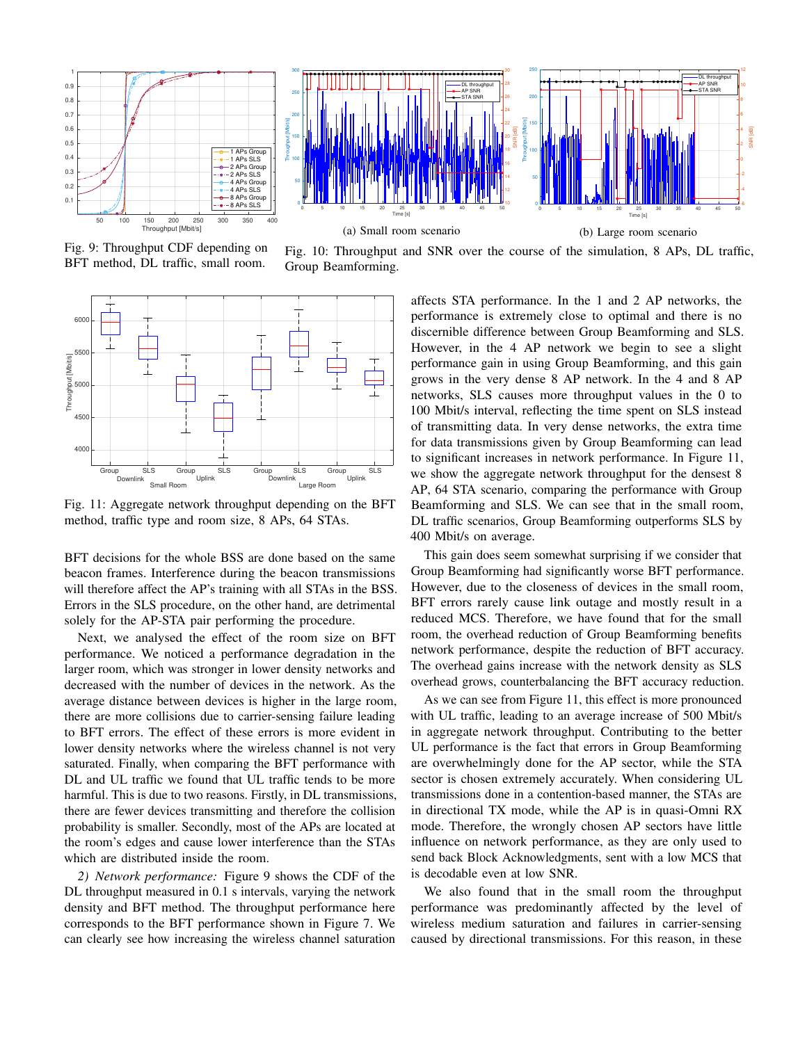Fig. 9: Throughput CDF depending on BFT method, DL traffic, small room.

(a) Small room scenario

(b) Large room scenario

Fig. 10: Throughput and SNR over the course of the simulation, 8 APs, DL traffic, Group Beamforming.

Fig. 11: Aggregate network throughput depending on the BFT method, traffic type and room size, 8 APs, 64 STAs.

BFT decisions for the whole BSS are done based on the same beacon frames. Interference during the beacon transmissions will therefore affect the AP's training with all STAs in the BSS. Errors in the SLS procedure, on the other hand, are detrimental solely for the AP-STA pair performing the procedure.

Next, we analysed the effect of the room size on BFT performance. We noticed a performance degradation in the larger room, which was stronger in lower density networks and decreased with the number of devices in the network. As the average distance between devices is higher in the large room, there are more collisions due to carrier-sensing failure leading to BFT errors. The effect of these errors is more evident in lower density networks where the wireless channel is not very saturated. Finally, when comparing the BFT performance with DL and UL traffic we found that UL traffic tends to be more harmful. This is due to two reasons. Firstly, in DL transmissions, there are fewer devices transmitting and therefore the collision probability is smaller. Secondly, most of the APs are located at the room's edges and cause lower interference than the STAs which are distributed inside the room.

*2) Network performance:* Figure 9 shows the CDF of the DL throughput measured in 0.1 s intervals, varying the network density and BFT method. The throughput performance here corresponds to the BFT performance shown in Figure 7. We can clearly see how increasing the wireless channel saturation affects STA performance. In the 1 and 2 AP networks, the performance is extremely close to optimal and there is no discernible difference between Group Beamforming and SLS. However, in the 4 AP network we begin to see a slight performance gain in using Group Beamforming, and this gain grows in the very dense 8 AP network. In the 4 and 8 AP networks, SLS causes more throughput values in the 0 to 100 Mbit/s interval, reflecting the time spent on SLS instead of transmitting data. In very dense networks, the extra time for data transmissions given by Group Beamforming can lead to significant increases in network performance. In Figure 11, we show the aggregate network throughput for the densest 8 AP, 64 STA scenario, comparing the performance with Group Beamforming and SLS. We can see that in the small room, DL traffic scenarios, Group Beamforming outperforms SLS by 400 Mbit/s on average.

This gain does seem somewhat surprising if we consider that Group Beamforming had significantly worse BFT performance. However, due to the closeness of devices in the small room, BFT errors rarely cause link outage and mostly result in a reduced MCS. Therefore, we have found that for the small room, the overhead reduction of Group Beamforming benefits network performance, despite the reduction of BFT accuracy. The overhead gains increase with the network density as SLS overhead grows, counterbalancing the BFT accuracy reduction.

As we can see from Figure 11, this effect is more pronounced with UL traffic, leading to an average increase of 500 Mbit/s in aggregate network throughput. Contributing to the better UL performance is the fact that errors in Group Beamforming are overwhelmingly done for the AP sector, while the STA sector is chosen extremely accurately. When considering UL transmissions done in a contention-based manner, the STAs are in directional TX mode, while the AP is in quasi-Omni RX mode. Therefore, the wrongly chosen AP sectors have little influence on network performance, as they are only used to send back Block Acknowledgments, sent with a low MCS that is decodable even at low SNR.

We also found that in the small room the throughput performance was predominantly affected by the level of wireless medium saturation and failures in carrier-sensing caused by directional transmissions. For this reason, in these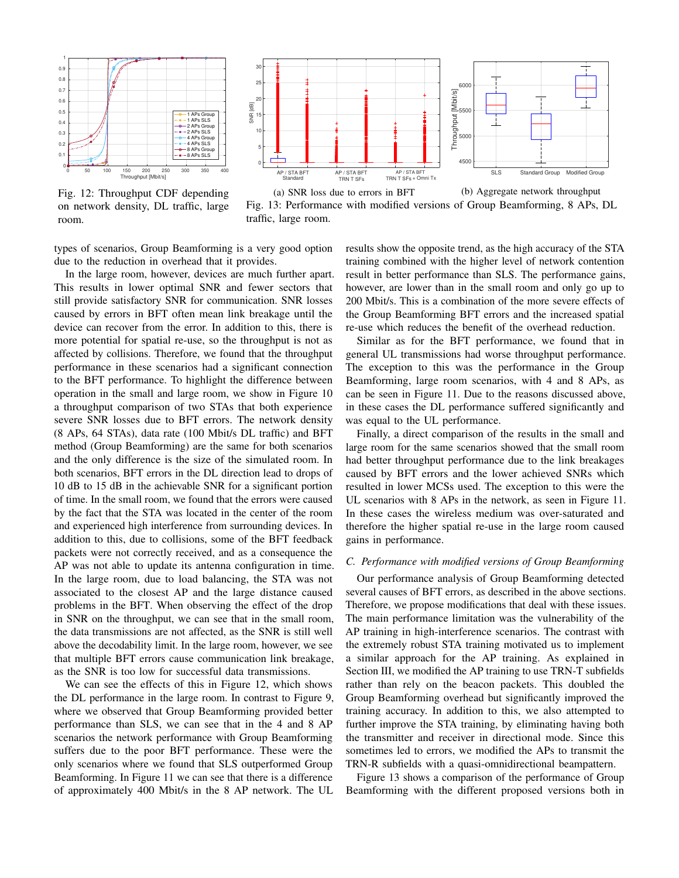Fig. 12: Throughput CDF depending on network density, DL traffic, large room.

(a) SNR loss due to errors in BFT

(b) Aggregate network throughput

Fig. 13: Performance with modified versions of Group Beamforming, 8 APs, DL traffic, large room.

types of scenarios, Group Beamforming is a very good option due to the reduction in overhead that it provides.

In the large room, however, devices are much further apart. This results in lower optimal SNR and fewer sectors that still provide satisfactory SNR for communication. SNR losses caused by errors in BFT often mean link breakage until the device can recover from the error. In addition to this, there is more potential for spatial re-use, so the throughput is not as affected by collisions. Therefore, we found that the throughput performance in these scenarios had a significant connection to the BFT performance. To highlight the difference between operation in the small and large room, we show in Figure 10 a throughput comparison of two STAs that both experience severe SNR losses due to BFT errors. The network density (8 APs, 64 STAs), data rate (100 Mbit/s DL traffic) and BFT method (Group Beamforming) are the same for both scenarios and the only difference is the size of the simulated room. In both scenarios, BFT errors in the DL direction lead to drops of 10 dB to 15 dB in the achievable SNR for a significant portion of time. In the small room, we found that the errors were caused by the fact that the STA was located in the center of the room and experienced high interference from surrounding devices. In addition to this, due to collisions, some of the BFT feedback packets were not correctly received, and as a consequence the AP was not able to update its antenna configuration in time. In the large room, due to load balancing, the STA was not associated to the closest AP and the large distance caused problems in the BFT. When observing the effect of the drop in SNR on the throughput, we can see that in the small room, the data transmissions are not affected, as the SNR is still well above the decodability limit. In the large room, however, we see that multiple BFT errors cause communication link breakage, as the SNR is too low for successful data transmissions.

We can see the effects of this in Figure 12, which shows the DL performance in the large room. In contrast to Figure 9, where we observed that Group Beamforming provided better performance than SLS, we can see that in the 4 and 8 AP scenarios the network performance with Group Beamforming suffers due to the poor BFT performance. These were the only scenarios where we found that SLS outperformed Group Beamforming. In Figure 11 we can see that there is a difference of approximately 400 Mbit/s in the 8 AP network. The UL results show the opposite trend, as the high accuracy of the STA training combined with the higher level of network contention result in better performance than SLS. The performance gains, however, are lower than in the small room and only go up to 200 Mbit/s. This is a combination of the more severe effects of the Group Beamforming BFT errors and the increased spatial re-use which reduces the benefit of the overhead reduction.

Similar as for the BFT performance, we found that in general UL transmissions had worse throughput performance. The exception to this was the performance in the Group Beamforming, large room scenarios, with 4 and 8 APs, as can be seen in Figure 11. Due to the reasons discussed above, in these cases the DL performance suffered significantly and was equal to the UL performance.

Finally, a direct comparison of the results in the small and large room for the same scenarios showed that the small room had better throughput performance due to the link breakages caused by BFT errors and the lower achieved SNRs which resulted in lower MCSs used. The exception to this were the UL scenarios with 8 APs in the network, as seen in Figure 11. In these cases the wireless medium was over-saturated and therefore the higher spatial re-use in the large room caused gains in performance.

### C. *Performance with modified versions of Group Beamforming*

Our performance analysis of Group Beamforming detected several causes of BFT errors, as described in the above sections. Therefore, we propose modifications that deal with these issues. The main performance limitation was the vulnerability of the AP training in high-interference scenarios. The contrast with the extremely robust STA training motivated us to implement a similar approach for the AP training. As explained in Section III, we modified the AP training to use TRN-T subfields rather than rely on the beacon packets. This doubled the Group Beamforming overhead but significantly improved the training accuracy. In addition to this, we also attempted to further improve the STA training, by eliminating having both the transmitter and receiver in directional mode. Since this sometimes led to errors, we modified the APs to transmit the TRN-R subfields with a quasi-omnidirectional beampattern.

Figure 13 shows a comparison of the performance of Group Beamforming with the different proposed versions both in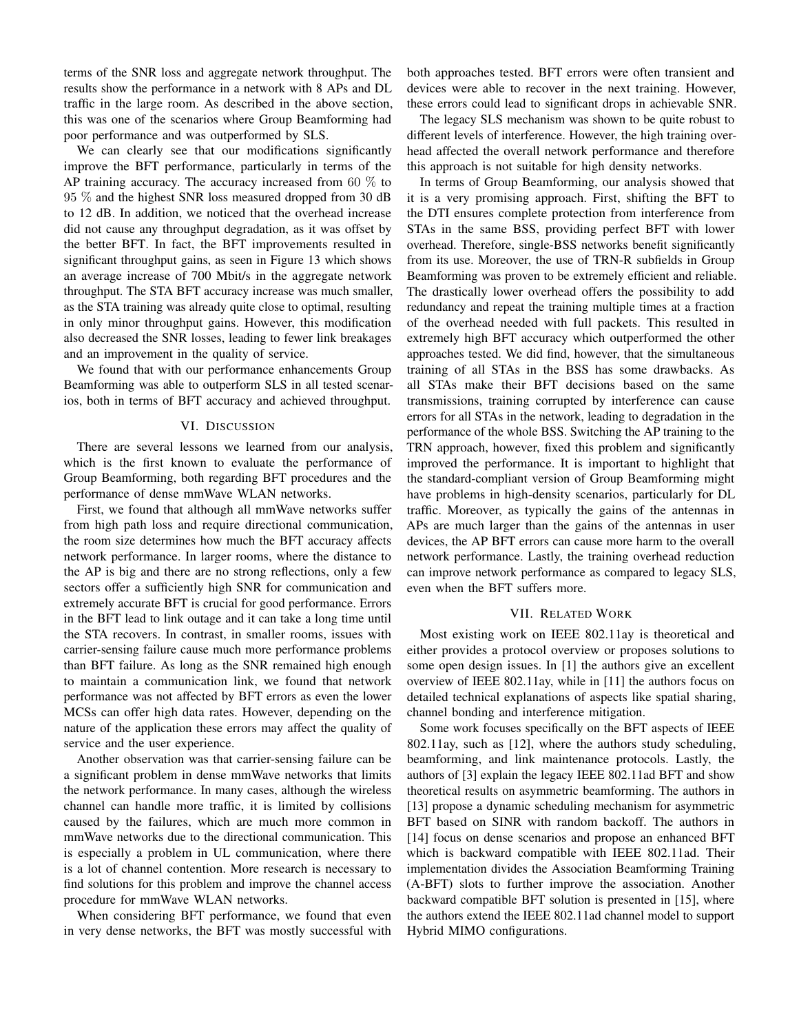terms of the SNR loss and aggregate network throughput. The results show the performance in a network with 8 APs and DL traffic in the large room. As described in the above section, this was one of the scenarios where Group Beamforming had poor performance and was outperformed by SLS.

We can clearly see that our modifications significantly improve the BFT performance, particularly in terms of the AP training accuracy. The accuracy increased from 60 % to 95 % and the highest SNR loss measured dropped from 30 dB to 12 dB. In addition, we noticed that the overhead increase did not cause any throughput degradation, as it was offset by the better BFT. In fact, the BFT improvements resulted in significant throughput gains, as seen in Figure 13 which shows an average increase of 700 Mbit/s in the aggregate network throughput. The STA BFT accuracy increase was much smaller, as the STA training was already quite close to optimal, resulting in only minor throughput gains. However, this modification also decreased the SNR losses, leading to fewer link breakages and an improvement in the quality of service.

We found that with our performance enhancements Group Beamforming was able to outperform SLS in all tested scenarios, both in terms of BFT accuracy and achieved throughput.

## VI. Discussion

There are several lessons we learned from our analysis, which is the first known to evaluate the performance of Group Beamforming, both regarding BFT procedures and the performance of dense mmWave WLAN networks.

First, we found that although all mmWave networks suffer from high path loss and require directional communication, the room size determines how much the BFT accuracy affects network performance. In larger rooms, where the distance to the AP is big and there are no strong reflections, only a few sectors offer a sufficiently high SNR for communication and extremely accurate BFT is crucial for good performance. Errors in the BFT lead to link outage and it can take a long time until the STA recovers. In contrast, in smaller rooms, issues with carrier-sensing failure cause much more performance problems than BFT failure. As long as the SNR remained high enough to maintain a communication link, we found that network performance was not affected by BFT errors as even the lower MCSs can offer high data rates. However, depending on the nature of the application these errors may affect the quality of service and the user experience.

Another observation was that carrier-sensing failure can be a significant problem in dense mmWave networks that limits the network performance. In many cases, although the wireless channel can handle more traffic, it is limited by collisions caused by the failures, which are much more common in mmWave networks due to the directional communication. This is especially a problem in UL communication, where there is a lot of channel contention. More research is necessary to find solutions for this problem and improve the channel access procedure for mmWave WLAN networks.

When considering BFT performance, we found that even in very dense networks, the BFT was mostly successful with both approaches tested. BFT errors were often transient and devices were able to recover in the next training. However, these errors could lead to significant drops in achievable SNR.

The legacy SLS mechanism was shown to be quite robust to different levels of interference. However, the high training overhead affected the overall network performance and therefore this approach is not suitable for high density networks.

In terms of Group Beamforming, our analysis showed that it is a very promising approach. First, shifting the BFT to the DTI ensures complete protection from interference from STAs in the same BSS, providing perfect BFT with lower overhead. Therefore, single-BSS networks benefit significantly from its use. Moreover, the use of TRN-R subfields in Group Beamforming was proven to be extremely efficient and reliable. The drastically lower overhead offers the possibility to add redundancy and repeat the training multiple times at a fraction of the overhead needed with full packets. This resulted in extremely high BFT accuracy which outperformed the other approaches tested. We did find, however, that the simultaneous training of all STAs in the BSS has some drawbacks. As all STAs make their BFT decisions based on the same transmissions, training corrupted by interference can cause errors for all STAs in the network, leading to degradation in the performance of the whole BSS. Switching the AP training to the TRN approach, however, fixed this problem and significantly improved the performance. It is important to highlight that the standard-compliant version of Group Beamforming might have problems in high-density scenarios, particularly for DL traffic. Moreover, as typically the gains of the antennas in APs are much larger than the gains of the antennas in user devices, the AP BFT errors can cause more harm to the overall network performance. Lastly, the training overhead reduction can improve network performance as compared to legacy SLS, even when the BFT suffers more.

## VII. Related Work

Most existing work on IEEE 802.11ay is theoretical and either provides a protocol overview or proposes solutions to some open design issues. In [1] the authors give an excellent overview of IEEE 802.11ay, while in [11] the authors focus on detailed technical explanations of aspects like spatial sharing, channel bonding and interference mitigation.

Some work focuses specifically on the BFT aspects of IEEE 802.11ay, such as [12], where the authors study scheduling, beamforming, and link maintenance protocols. Lastly, the authors of [3] explain the legacy IEEE 802.11ad BFT and show theoretical results on asymmetric beamforming. The authors in [13] propose a dynamic scheduling mechanism for asymmetric BFT based on SINR with random backoff. The authors in [14] focus on dense scenarios and propose an enhanced BFT which is backward compatible with IEEE 802.11ad. Their implementation divides the Association Beamforming Training (A-BFT) slots to further improve the association. Another backward compatible BFT solution is presented in [15], where the authors extend the IEEE 802.11ad channel model to support Hybrid MIMO configurations.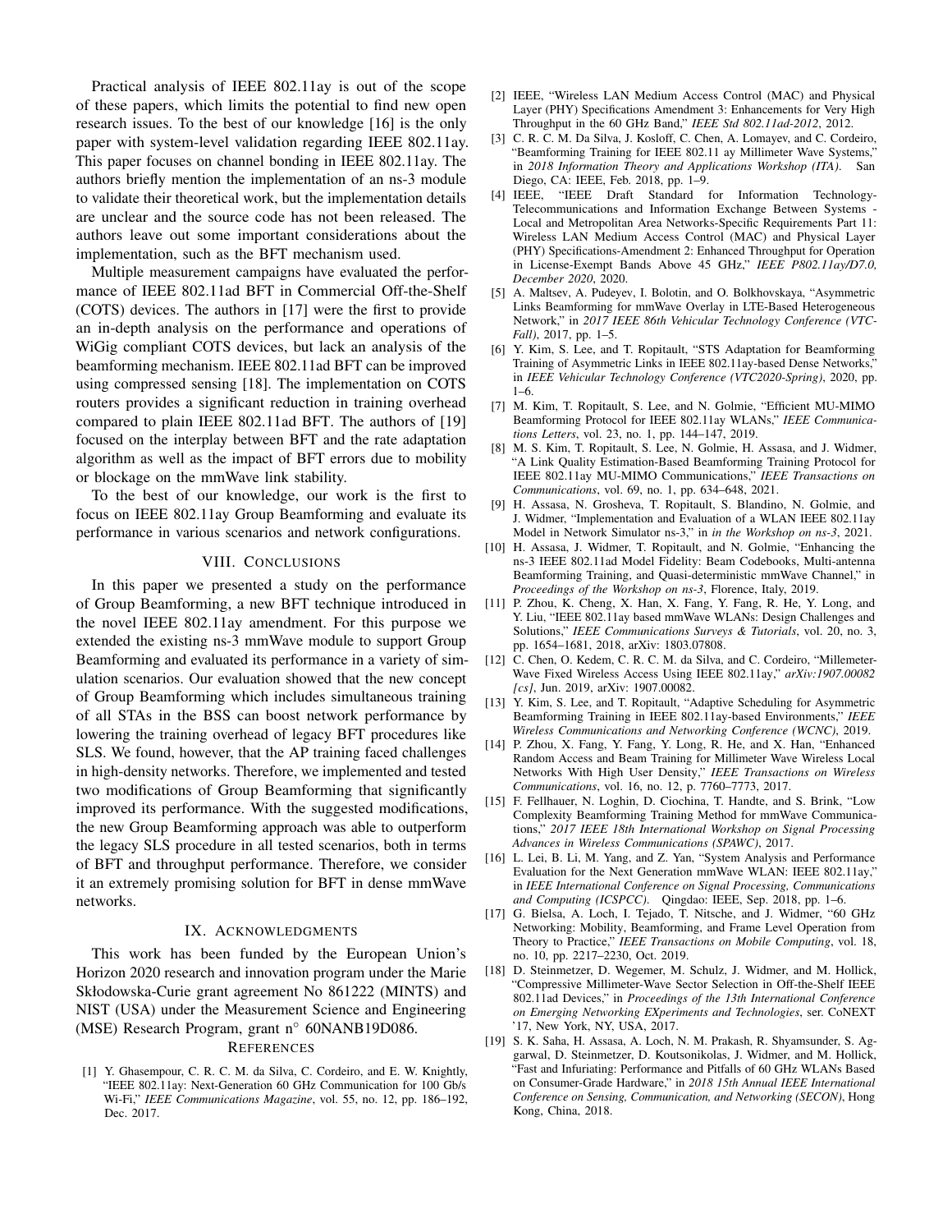Practical analysis of IEEE 802.11ay is out of the scope of these papers, which limits the potential to find new open research issues. To the best of our knowledge [16] is the only paper with system-level validation regarding IEEE 802.11ay. This paper focuses on channel bonding in IEEE 802.11ay. The authors briefly mention the implementation of an ns-3 module to validate their theoretical work, but the implementation details are unclear and the source code has not been released. The authors leave out some important considerations about the implementation, such as the BFT mechanism used.

Multiple measurement campaigns have evaluated the performance of IEEE 802.11ad BFT in Commercial Off-the-Shelf (COTS) devices. The authors in [17] were the first to provide an in-depth analysis on the performance and operations of WiGig compliant COTS devices, but lack an analysis of the beamforming mechanism. IEEE 802.11ad BFT can be improved using compressed sensing [18]. The implementation on COTS routers provides a significant reduction in training overhead compared to plain IEEE 802.11ad BFT. The authors of [19] focused on the interplay between BFT and the rate adaptation algorithm as well as the impact of BFT errors due to mobility or blockage on the mmWave link stability.

To the best of our knowledge, our work is the first to focus on IEEE 802.11ay Group Beamforming and evaluate its performance in various scenarios and network configurations.

## VIII. Conclusions

In this paper we presented a study on the performance of Group Beamforming, a new BFT technique introduced in the novel IEEE 802.11ay amendment. For this purpose we extended the existing ns-3 mmWave module to support Group Beamforming and evaluated its performance in a variety of simulation scenarios. Our evaluation showed that the new concept of Group Beamforming which includes simultaneous training of all STAs in the BSS can boost network performance by lowering the training overhead of legacy BFT procedures like SLS. We found, however, that the AP training faced challenges in high-density networks. Therefore, we implemented and tested two modifications of Group Beamforming that significantly improved its performance. With the suggested modifications, the new Group Beamforming approach was able to outperform the legacy SLS procedure in all tested scenarios, both in terms of BFT and throughput performance. Therefore, we consider it an extremely promising solution for BFT in dense mmWave networks.

## IX. Acknowledgments

This work has been funded by the European Union's Horizon 2020 research and innovation program under the Marie Skłodowska-Curie grant agreement No 861222 (MINTS) and NIST (USA) under the Measurement Science and Engineering (MSE) Research Program, grant n° 60NANB19D086.

## References

[1] Y. Ghasempour, C. R. C. M. da Silva, C. Cordeiro, and E. W. Knightly, "IEEE 802.11ay: Next-Generation 60 GHz Communication for 100 Gb/s Wi-Fi," *IEEE Communications Magazine*, vol. 55, no. 12, pp. 186–192, Dec. 2017.

[2] IEEE, "Wireless LAN Medium Access Control (MAC) and Physical Layer (PHY) Specifications Amendment 3: Enhancements for Very High Throughput in the 60 GHz Band," *IEEE Std 802.11ad-2012*, 2012.

[3] C. R. C. M. Da Silva, J. Kosloff, C. Chen, A. Lomayev, and C. Cordeiro, "Beamforming Training for IEEE 802.11 ay Millimeter Wave Systems," in *2018 Information Theory and Applications Workshop (ITA)*. San Diego, CA: IEEE, Feb. 2018, pp. 1–9.

[4] IEEE, "IEEE Draft Standard for Information Technology-Telecommunications and Information Exchange Between Systems - Local and Metropolitan Area Networks-Specific Requirements Part 11: Wireless LAN Medium Access Control (MAC) and Physical Layer (PHY) Specifications-Amendment 2: Enhanced Throughput for Operation in License-Exempt Bands Above 45 GHz," *IEEE P802.11ay/D7.0, December 2020*, 2020.

[5] A. Maltsev, A. Pudeyev, I. Bolotin, and O. Bolkhovskaya, "Asymmetric Links Beamforming for mmWave Overlay in LTE-Based Heterogeneous Network," in *2017 IEEE 86th Vehicular Technology Conference (VTC-Fall)*, 2017, pp. 1–5.

[6] Y. Kim, S. Lee, and T. Ropitault, "STS Adaptation for Beamforming Training of Asymmetric Links in IEEE 802.11ay-based Dense Networks," in *IEEE Vehicular Technology Conference (VTC2020-Spring)*, 2020, pp. 1–6.

[7] M. Kim, T. Ropitault, S. Lee, and N. Golmie, "Efficient MU-MIMO Beamforming Protocol for IEEE 802.11ay WLANs," *IEEE Communications Letters*, vol. 23, no. 1, pp. 144–147, 2019.

[8] M. S. Kim, T. Ropitault, S. Lee, N. Golmie, H. Assasa, and J. Widmer, "A Link Quality Estimation-Based Beamforming Training Protocol for IEEE 802.11ay MU-MIMO Communications," *IEEE Transactions on Communications*, vol. 69, no. 1, pp. 634–648, 2021.

[9] H. Assasa, N. Grosheva, T. Ropitault, S. Blandino, N. Golmie, and J. Widmer, "Implementation and Evaluation of a WLAN IEEE 802.11ay Model in Network Simulator ns-3," in *in the Workshop on ns-3*, 2021.

[10] H. Assasa, J. Widmer, T. Ropitault, and N. Golmie, "Enhancing the ns-3 IEEE 802.11ad Model Fidelity: Beam Codebooks, Multi-antenna Beamforming Training, and Quasi-deterministic mmWave Channel," in *Proceedings of the Workshop on ns-3*, Florence, Italy, 2019.

[11] P. Zhou, K. Cheng, X. Han, X. Fang, Y. Fang, R. He, Y. Long, and Y. Liu, "IEEE 802.11ay based mmWave WLANs: Design Challenges and Solutions," *IEEE Communications Surveys & Tutorials*, vol. 20, no. 3, pp. 1654–1681, 2018, arXiv: 1803.07808.

[12] C. Chen, O. Kedem, C. R. C. M. da Silva, and C. Cordeiro, "Millemeter-Wave Fixed Wireless Access Using IEEE 802.11ay," *arXiv:1907.00082 [cs]*, Jun. 2019, arXiv: 1907.00082.

[13] Y. Kim, S. Lee, and T. Ropitault, "Adaptive Scheduling for Asymmetric Beamforming Training in IEEE 802.11ay-based Environments," *IEEE Wireless Communications and Networking Conference (WCNC)*, 2019.

[14] P. Zhou, X. Fang, Y. Fang, Y. Long, R. He, and X. Han, "Enhanced Random Access and Beam Training for Millimeter Wave Wireless Local Networks With High User Density," *IEEE Transactions on Wireless Communications*, vol. 16, no. 12, p. 7760–7773, 2017.

[15] F. Fellhauer, N. Loghin, D. Ciochina, T. Handte, and S. Brink, "Low Complexity Beamforming Training Method for mmWave Communications," *2017 IEEE 18th International Workshop on Signal Processing Advances in Wireless Communications (SPAWC)*, 2017.

[16] L. Lei, B. Li, M. Yang, and Z. Yan, "System Analysis and Performance Evaluation for the Next Generation mmWave WLAN: IEEE 802.11ay," in *IEEE International Conference on Signal Processing, Communications and Computing (ICSPCC)*. Qingdao: IEEE, Sep. 2018, pp. 1–6.

[17] G. Bielsa, A. Loch, I. Tejado, T. Nitsche, and J. Widmer, "60 GHz Networking: Mobility, Beamforming, and Frame Level Operation from Theory to Practice," *IEEE Transactions on Mobile Computing*, vol. 18, no. 10, pp. 2217–2230, Oct. 2019.

[18] D. Steinmetzer, D. Wegemer, M. Schulz, J. Widmer, and M. Hollick, "Compressive Millimeter-Wave Sector Selection in Off-the-Shelf IEEE 802.11ad Devices," in *Proceedings of the 13th International Conference on Emerging Networking EXperiments and Technologies*, ser. CoNEXT '17, New York, NY, USA, 2017.

[19] S. K. Saha, H. Assasa, A. Loch, N. M. Prakash, R. Shyamsunder, S. Aggarwal, D. Steinmetzer, D. Koutsonikolas, J. Widmer, and M. Hollick, "Fast and Infuriating: Performance and Pitfalls of 60 GHz WLANs Based on Consumer-Grade Hardware," in *2018 15th Annual IEEE International Conference on Sensing, Communication, and Networking (SECON)*, Hong Kong, China, 2018.